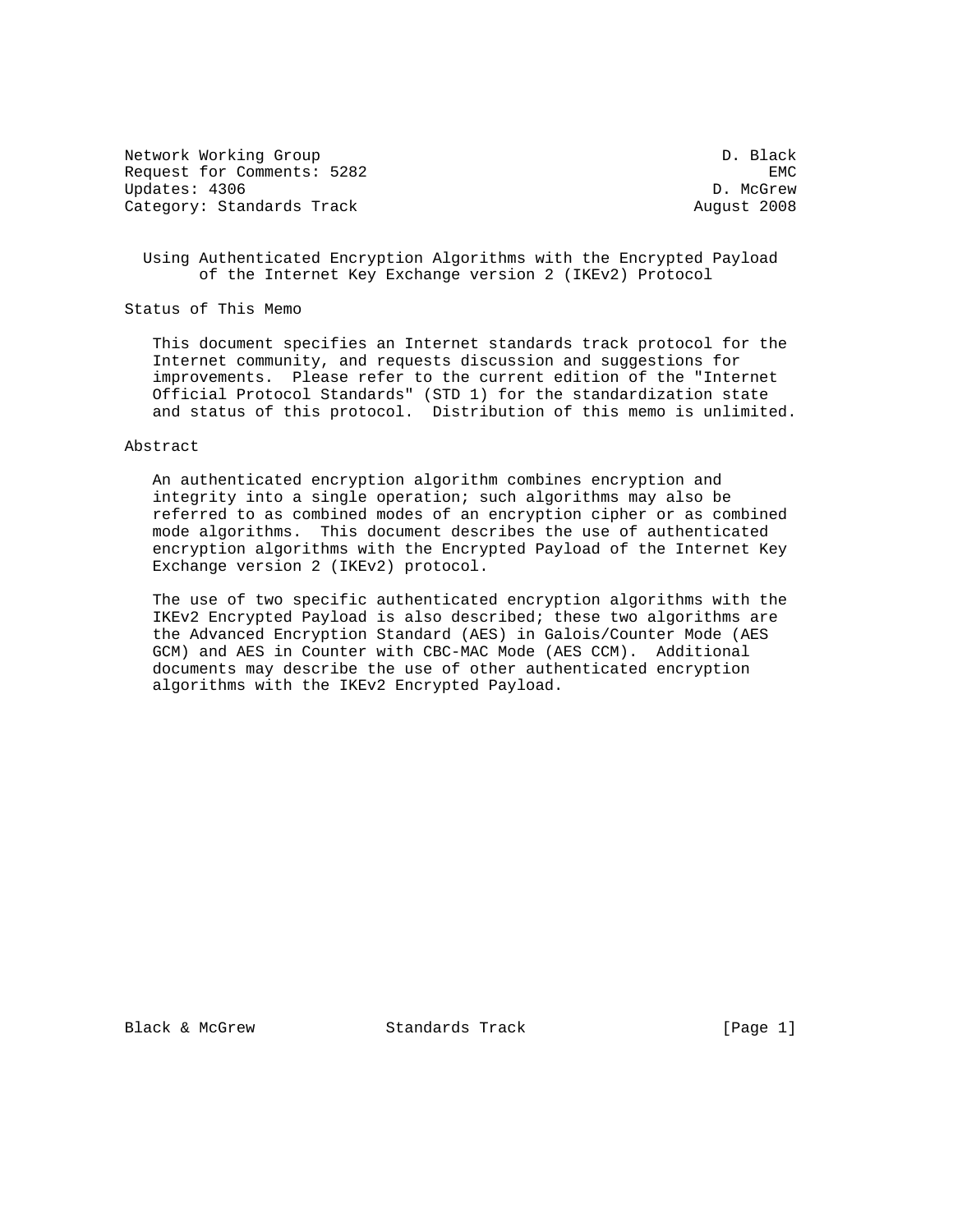Network Working Group D. Black
Request for Comments: 5282 EMC
Updates: 4306 D. McGrew
Category: Standards Track August 2008

# Using Authenticated Encryption Algorithms with the Encrypted Payload of the Internet Key Exchange version 2 (IKEv2) Protocol

## Status of This Memo

This document specifies an Internet standards track protocol for the Internet community, and requests discussion and suggestions for improvements. Please refer to the current edition of the "Internet Official Protocol Standards" (STD 1) for the standardization state and status of this protocol. Distribution of this memo is unlimited.

## Abstract

An authenticated encryption algorithm combines encryption and integrity into a single operation; such algorithms may also be referred to as combined modes of an encryption cipher or as combined mode algorithms. This document describes the use of authenticated encryption algorithms with the Encrypted Payload of the Internet Key Exchange version 2 (IKEv2) protocol.

The use of two specific authenticated encryption algorithms with the IKEv2 Encrypted Payload is also described; these two algorithms are the Advanced Encryption Standard (AES) in Galois/Counter Mode (AES GCM) and AES in Counter with CBC-MAC Mode (AES CCM). Additional documents may describe the use of other authenticated encryption algorithms with the IKEv2 Encrypted Payload.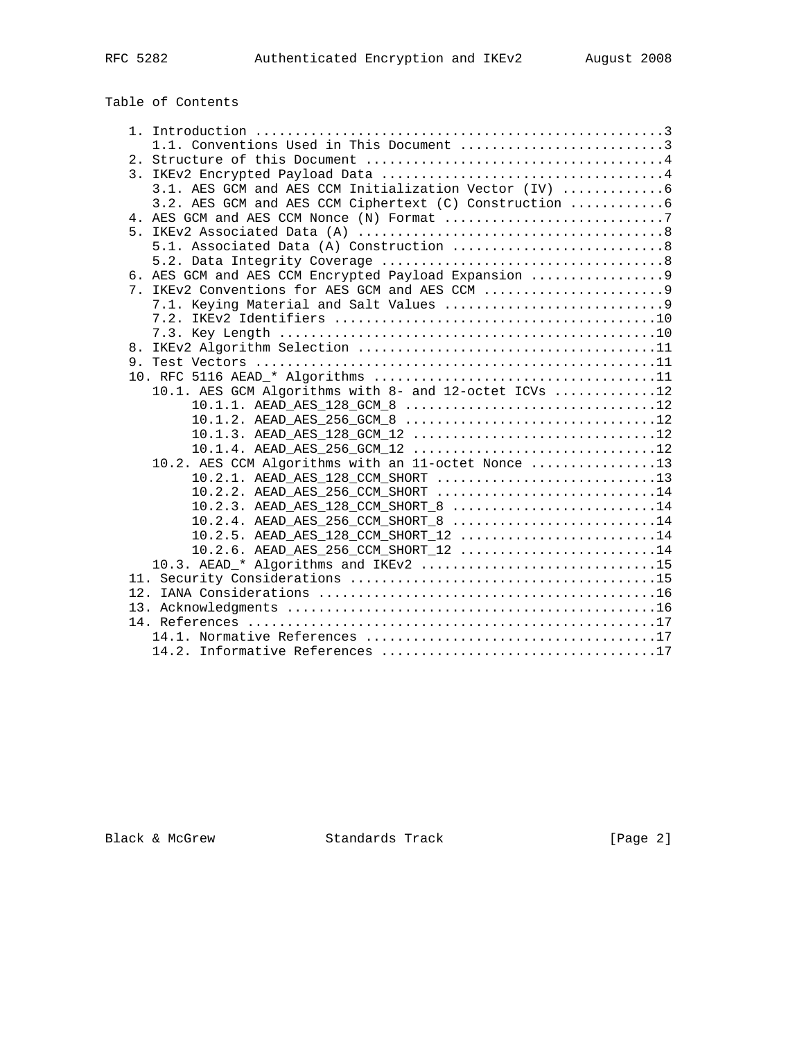## Table of Contents

```
   1. Introduction ....................................................3
      1.1. Conventions Used in This Document ..........................3
   2. Structure of this Document ......................................4
   3. IKEv2 Encrypted Payload Data ....................................4
      3.1. AES GCM and AES CCM Initialization Vector (IV) .............6
      3.2. AES GCM and AES CCM Ciphertext (C) Construction ............6
   4. AES GCM and AES CCM Nonce (N) Format ............................7
   5. IKEv2 Associated Data (A) .......................................8
      5.1. Associated Data (A) Construction ...........................8
      5.2. Data Integrity Coverage ....................................8
   6. AES GCM and AES CCM Encrypted Payload Expansion .................9
   7. IKEv2 Conventions for AES GCM and AES CCM .......................9
      7.1. Keying Material and Salt Values ............................9
      7.2. IKEv2 Identifiers .........................................10
      7.3. Key Length ................................................10
   8. IKEv2 Algorithm Selection ......................................11
   9. Test Vectors ...................................................11
   10. RFC 5116 AEAD_* Algorithms ....................................11
      10.1. AES GCM Algorithms with 8- and 12-octet ICVs .............12
           10.1.1. AEAD_AES_128_GCM_8 ................................12
           10.1.2. AEAD_AES_256_GCM_8 ................................12
           10.1.3. AEAD_AES_128_GCM_12 ...............................12
           10.1.4. AEAD_AES_256_GCM_12 ...............................12
      10.2. AES CCM Algorithms with an 11-octet Nonce ................13
           10.2.1. AEAD_AES_128_CCM_SHORT ............................13
           10.2.2. AEAD_AES_256_CCM_SHORT ............................14
           10.2.3. AEAD_AES_128_CCM_SHORT_8 ..........................14
           10.2.4. AEAD_AES_256_CCM_SHORT_8 ..........................14
           10.2.5. AEAD_AES_128_CCM_SHORT_12 .........................14
           10.2.6. AEAD_AES_256_CCM_SHORT_12 .........................14
      10.3. AEAD_* Algorithms and IKEv2 ..............................15
   11. Security Considerations .......................................15
   12. IANA Considerations ...........................................16
   13. Acknowledgments ...............................................16
   14. References ....................................................17
      14.1. Normative References .....................................17
      14.2. Informative References ...................................17
```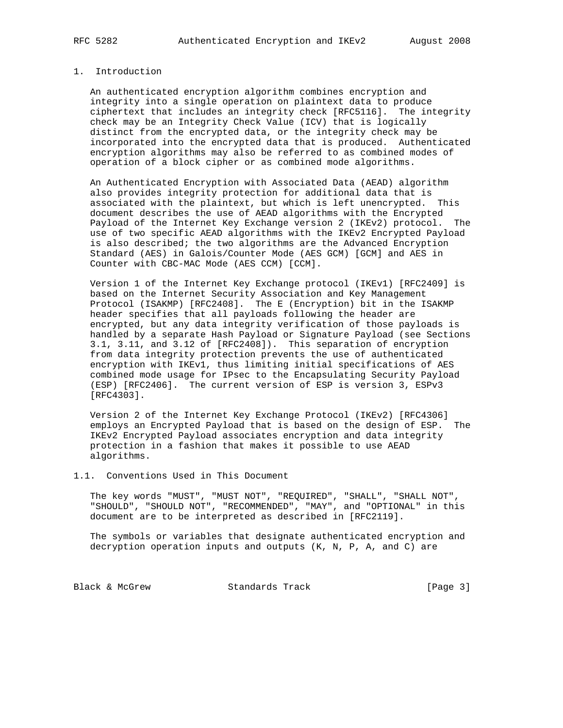## 1. Introduction

An authenticated encryption algorithm combines encryption and integrity into a single operation on plaintext data to produce ciphertext that includes an integrity check [RFC5116]. The integrity check may be an Integrity Check Value (ICV) that is logically distinct from the encrypted data, or the integrity check may be incorporated into the encrypted data that is produced. Authenticated encryption algorithms may also be referred to as combined modes of operation of a block cipher or as combined mode algorithms.

An Authenticated Encryption with Associated Data (AEAD) algorithm also provides integrity protection for additional data that is associated with the plaintext, but which is left unencrypted. This document describes the use of AEAD algorithms with the Encrypted Payload of the Internet Key Exchange version 2 (IKEv2) protocol. The use of two specific AEAD algorithms with the IKEv2 Encrypted Payload is also described; the two algorithms are the Advanced Encryption Standard (AES) in Galois/Counter Mode (AES GCM) [GCM] and AES in Counter with CBC-MAC Mode (AES CCM) [CCM].

Version 1 of the Internet Key Exchange protocol (IKEv1) [RFC2409] is based on the Internet Security Association and Key Management Protocol (ISAKMP) [RFC2408]. The E (Encryption) bit in the ISAKMP header specifies that all payloads following the header are encrypted, but any data integrity verification of those payloads is handled by a separate Hash Payload or Signature Payload (see Sections 3.1, 3.11, and 3.12 of [RFC2408]). This separation of encryption from data integrity protection prevents the use of authenticated encryption with IKEv1, thus limiting initial specifications of AES combined mode usage for IPsec to the Encapsulating Security Payload (ESP) [RFC2406]. The current version of ESP is version 3, ESPv3 [RFC4303].

Version 2 of the Internet Key Exchange Protocol (IKEv2) [RFC4306] employs an Encrypted Payload that is based on the design of ESP. The IKEv2 Encrypted Payload associates encryption and data integrity protection in a fashion that makes it possible to use AEAD algorithms.

### 1.1. Conventions Used in This Document

The key words "MUST", "MUST NOT", "REQUIRED", "SHALL", "SHALL NOT", "SHOULD", "SHOULD NOT", "RECOMMENDED", "MAY", and "OPTIONAL" in this document are to be interpreted as described in [RFC2119].

The symbols or variables that designate authenticated encryption and decryption operation inputs and outputs (K, N, P, A, and C) are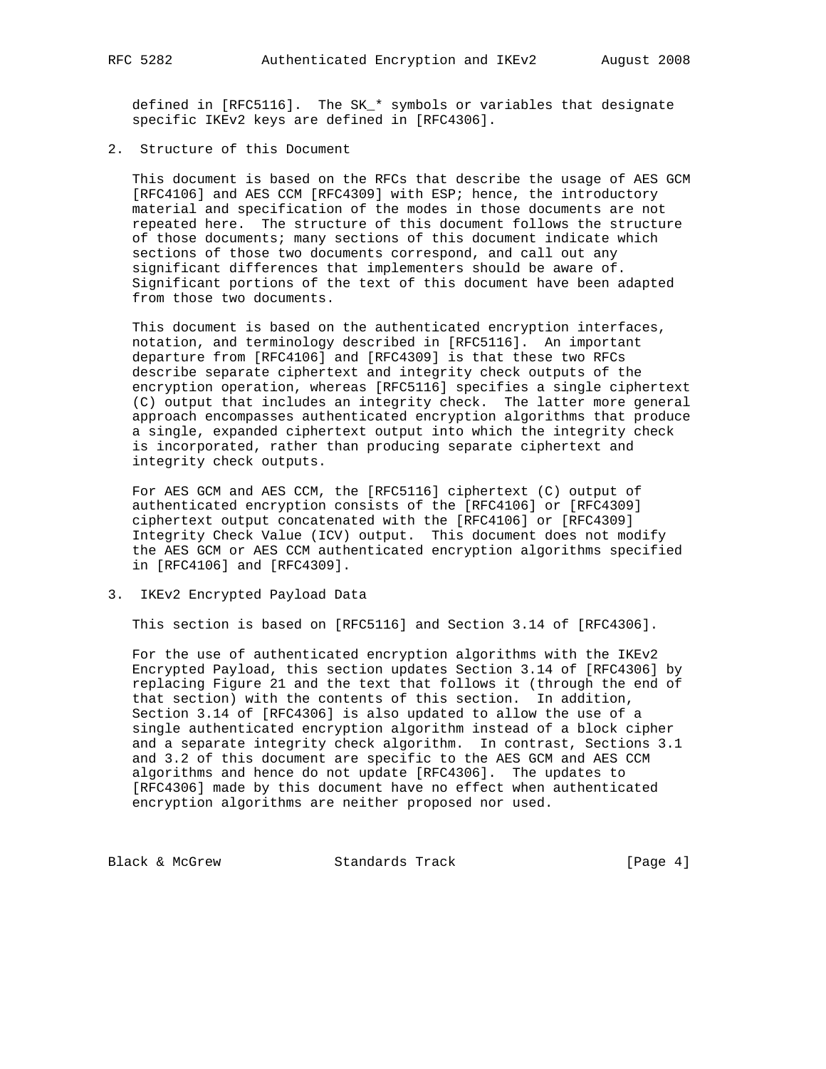defined in [RFC5116]. The SK_* symbols or variables that designate specific IKEv2 keys are defined in [RFC4306].

## 2. Structure of this Document

This document is based on the RFCs that describe the usage of AES GCM [RFC4106] and AES CCM [RFC4309] with ESP; hence, the introductory material and specification of the modes in those documents are not repeated here. The structure of this document follows the structure of those documents; many sections of this document indicate which sections of those two documents correspond, and call out any significant differences that implementers should be aware of. Significant portions of the text of this document have been adapted from those two documents.

This document is based on the authenticated encryption interfaces, notation, and terminology described in [RFC5116]. An important departure from [RFC4106] and [RFC4309] is that these two RFCs describe separate ciphertext and integrity check outputs of the encryption operation, whereas [RFC5116] specifies a single ciphertext (C) output that includes an integrity check. The latter more general approach encompasses authenticated encryption algorithms that produce a single, expanded ciphertext output into which the integrity check is incorporated, rather than producing separate ciphertext and integrity check outputs.

For AES GCM and AES CCM, the [RFC5116] ciphertext (C) output of authenticated encryption consists of the [RFC4106] or [RFC4309] ciphertext output concatenated with the [RFC4106] or [RFC4309] Integrity Check Value (ICV) output. This document does not modify the AES GCM or AES CCM authenticated encryption algorithms specified in [RFC4106] and [RFC4309].

## 3. IKEv2 Encrypted Payload Data

This section is based on [RFC5116] and Section 3.14 of [RFC4306].

For the use of authenticated encryption algorithms with the IKEv2 Encrypted Payload, this section updates Section 3.14 of [RFC4306] by replacing Figure 21 and the text that follows it (through the end of that section) with the contents of this section. In addition, Section 3.14 of [RFC4306] is also updated to allow the use of a single authenticated encryption algorithm instead of a block cipher and a separate integrity check algorithm. In contrast, Sections 3.1 and 3.2 of this document are specific to the AES GCM and AES CCM algorithms and hence do not update [RFC4306]. The updates to [RFC4306] made by this document have no effect when authenticated encryption algorithms are neither proposed nor used.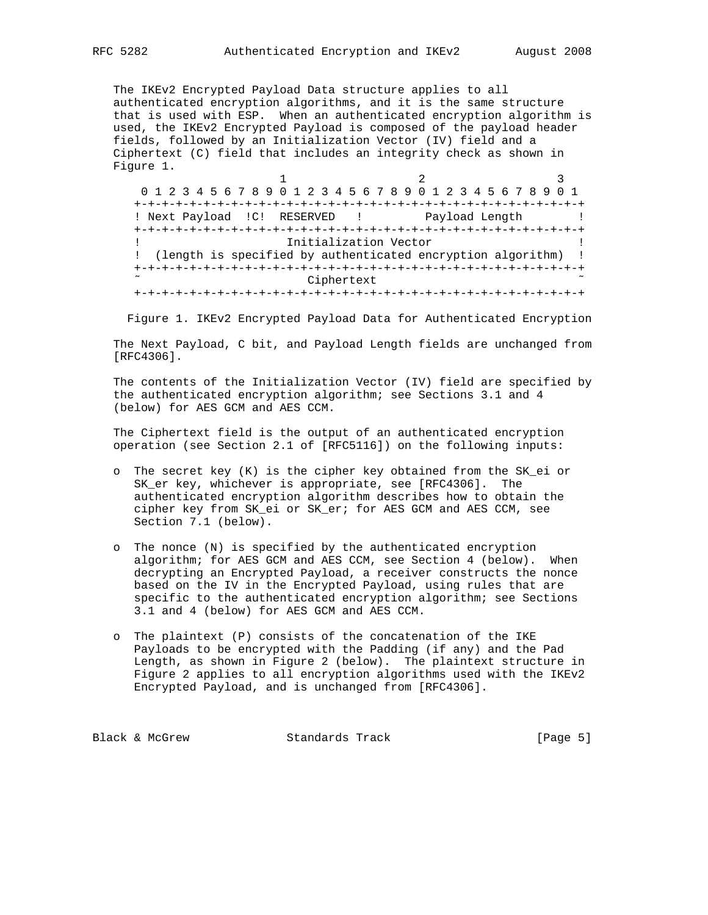The IKEv2 Encrypted Payload Data structure applies to all authenticated encryption algorithms, and it is the same structure that is used with ESP. When an authenticated encryption algorithm is used, the IKEv2 Encrypted Payload is composed of the payload header fields, followed by an Initialization Vector (IV) field and a Ciphertext (C) field that includes an integrity check as shown in Figure 1.

```
                     1                   2                   3
 0 1 2 3 4 5 6 7 8 9 0 1 2 3 4 5 6 7 8 9 0 1 2 3 4 5 6 7 8 9 0 1
+-+-+-+-+-+-+-+-+-+-+-+-+-+-+-+-+-+-+-+-+-+-+-+-+-+-+-+-+-+-+-+-+
! Next Payload  !C!  RESERVED   !         Payload Length        !
+-+-+-+-+-+-+-+-+-+-+-+-+-+-+-+-+-+-+-+-+-+-+-+-+-+-+-+-+-+-+-+-+
!                     Initialization Vector                     !
!  (length is specified by authenticated encryption algorithm)  !
+-+-+-+-+-+-+-+-+-+-+-+-+-+-+-+-+-+-+-+-+-+-+-+-+-+-+-+-+-+-+-+-+
~                          Ciphertext                           ~
+-+-+-+-+-+-+-+-+-+-+-+-+-+-+-+-+-+-+-+-+-+-+-+-+-+-+-+-+-+-+-+-+
```

Figure 1. IKEv2 Encrypted Payload Data for Authenticated Encryption

The Next Payload, C bit, and Payload Length fields are unchanged from [RFC4306].

The contents of the Initialization Vector (IV) field are specified by the authenticated encryption algorithm; see Sections 3.1 and 4 (below) for AES GCM and AES CCM.

The Ciphertext field is the output of an authenticated encryption operation (see Section 2.1 of [RFC5116]) on the following inputs:

- The secret key (K) is the cipher key obtained from the SK_ei or SK_er key, whichever is appropriate, see [RFC4306]. The authenticated encryption algorithm describes how to obtain the cipher key from SK_ei or SK_er; for AES GCM and AES CCM, see Section 7.1 (below).

- The nonce (N) is specified by the authenticated encryption algorithm; for AES GCM and AES CCM, see Section 4 (below). When decrypting an Encrypted Payload, a receiver constructs the nonce based on the IV in the Encrypted Payload, using rules that are specific to the authenticated encryption algorithm; see Sections 3.1 and 4 (below) for AES GCM and AES CCM.

- The plaintext (P) consists of the concatenation of the IKE Payloads to be encrypted with the Padding (if any) and the Pad Length, as shown in Figure 2 (below). The plaintext structure in Figure 2 applies to all encryption algorithms used with the IKEv2 Encrypted Payload, and is unchanged from [RFC4306].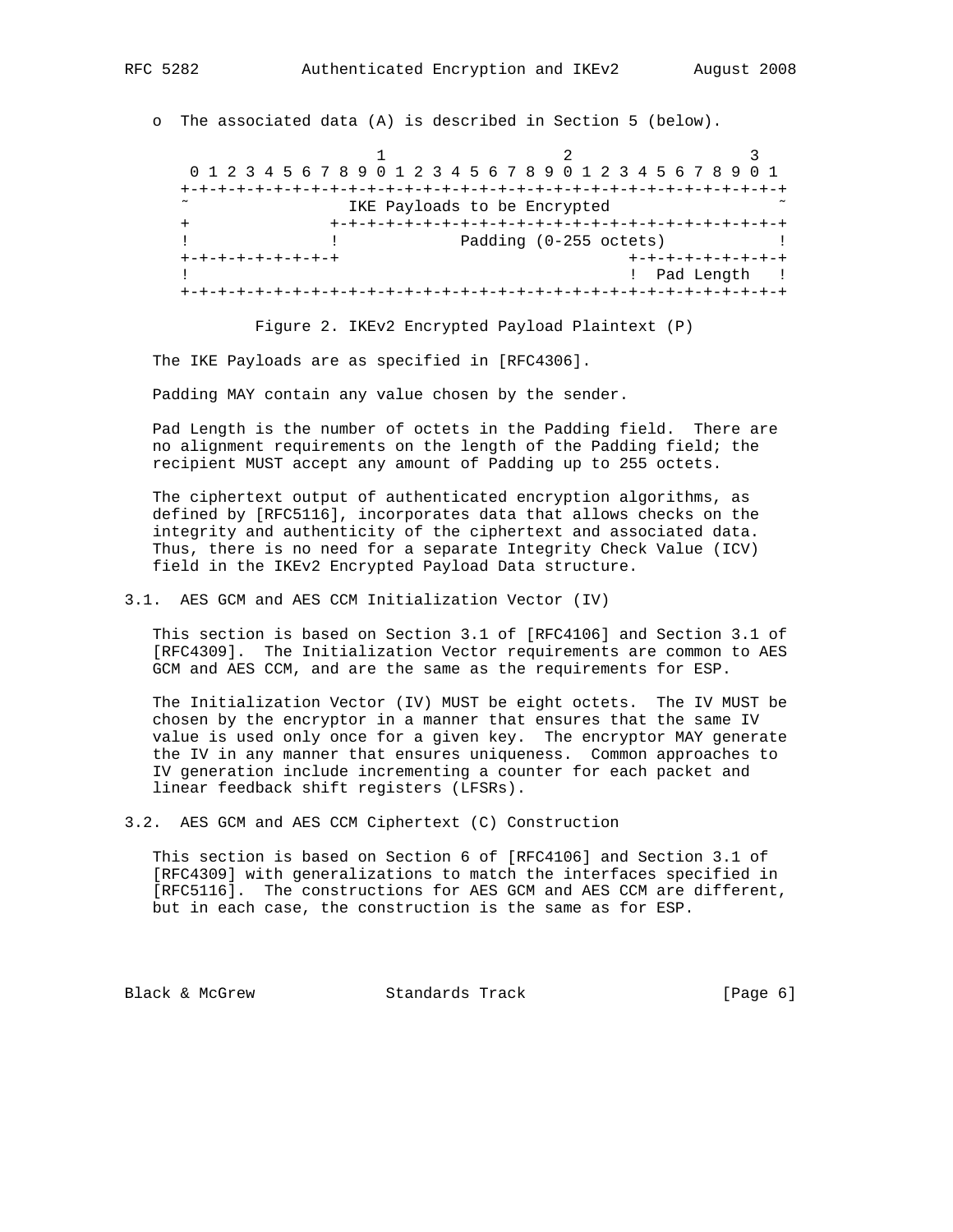o The associated data (A) is described in Section 5 (below).

```
                     1                   2                   3
 0 1 2 3 4 5 6 7 8 9 0 1 2 3 4 5 6 7 8 9 0 1 2 3 4 5 6 7 8 9 0 1
+-+-+-+-+-+-+-+-+-+-+-+-+-+-+-+-+-+-+-+-+-+-+-+-+-+-+-+-+-+-+-+-+
~                IKE Payloads to be Encrypted                   ~
+               +-+-+-+-+-+-+-+-+-+-+-+-+-+-+-+-+-+-+-+-+-+-+-+-+
!               !             Padding (0-255 octets)            !
+-+-+-+-+-+-+-+-+                               +-+-+-+-+-+-+-+-+
!                                               !  Pad Length   !
+-+-+-+-+-+-+-+-+-+-+-+-+-+-+-+-+-+-+-+-+-+-+-+-+-+-+-+-+-+-+-+-+
```

Figure 2. IKEv2 Encrypted Payload Plaintext (P)

The IKE Payloads are as specified in [RFC4306].

Padding MAY contain any value chosen by the sender.

Pad Length is the number of octets in the Padding field. There are no alignment requirements on the length of the Padding field; the recipient MUST accept any amount of Padding up to 255 octets.

The ciphertext output of authenticated encryption algorithms, as defined by [RFC5116], incorporates data that allows checks on the integrity and authenticity of the ciphertext and associated data. Thus, there is no need for a separate Integrity Check Value (ICV) field in the IKEv2 Encrypted Payload Data structure.

## 3.1. AES GCM and AES CCM Initialization Vector (IV)

This section is based on Section 3.1 of [RFC4106] and Section 3.1 of [RFC4309]. The Initialization Vector requirements are common to AES GCM and AES CCM, and are the same as the requirements for ESP.

The Initialization Vector (IV) MUST be eight octets. The IV MUST be chosen by the encryptor in a manner that ensures that the same IV value is used only once for a given key. The encryptor MAY generate the IV in any manner that ensures uniqueness. Common approaches to IV generation include incrementing a counter for each packet and linear feedback shift registers (LFSRs).

## 3.2. AES GCM and AES CCM Ciphertext (C) Construction

This section is based on Section 6 of [RFC4106] and Section 3.1 of [RFC4309] with generalizations to match the interfaces specified in [RFC5116]. The constructions for AES GCM and AES CCM are different, but in each case, the construction is the same as for ESP.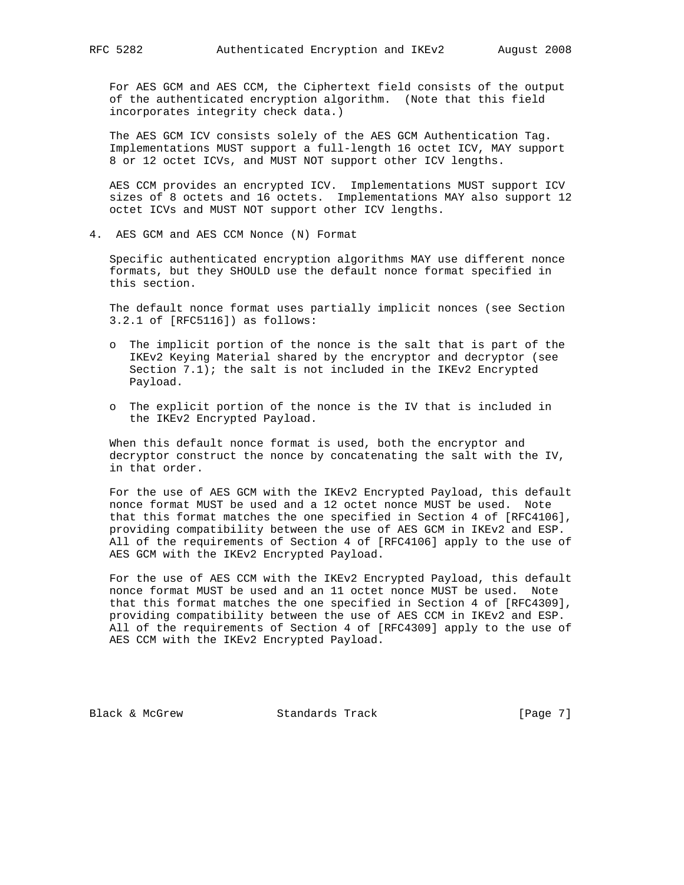For AES GCM and AES CCM, the Ciphertext field consists of the output of the authenticated encryption algorithm. (Note that this field incorporates integrity check data.)

The AES GCM ICV consists solely of the AES GCM Authentication Tag. Implementations MUST support a full-length 16 octet ICV, MAY support 8 or 12 octet ICVs, and MUST NOT support other ICV lengths.

AES CCM provides an encrypted ICV. Implementations MUST support ICV sizes of 8 octets and 16 octets. Implementations MAY also support 12 octet ICVs and MUST NOT support other ICV lengths.

## 4. AES GCM and AES CCM Nonce (N) Format

Specific authenticated encryption algorithms MAY use different nonce formats, but they SHOULD use the default nonce format specified in this section.

The default nonce format uses partially implicit nonces (see Section 3.2.1 of [RFC5116]) as follows:

- The implicit portion of the nonce is the salt that is part of the IKEv2 Keying Material shared by the encryptor and decryptor (see Section 7.1); the salt is not included in the IKEv2 Encrypted Payload.

- The explicit portion of the nonce is the IV that is included in the IKEv2 Encrypted Payload.

When this default nonce format is used, both the encryptor and decryptor construct the nonce by concatenating the salt with the IV, in that order.

For the use of AES GCM with the IKEv2 Encrypted Payload, this default nonce format MUST be used and a 12 octet nonce MUST be used. Note that this format matches the one specified in Section 4 of [RFC4106], providing compatibility between the use of AES GCM in IKEv2 and ESP. All of the requirements of Section 4 of [RFC4106] apply to the use of AES GCM with the IKEv2 Encrypted Payload.

For the use of AES CCM with the IKEv2 Encrypted Payload, this default nonce format MUST be used and an 11 octet nonce MUST be used. Note that this format matches the one specified in Section 4 of [RFC4309], providing compatibility between the use of AES CCM in IKEv2 and ESP. All of the requirements of Section 4 of [RFC4309] apply to the use of AES CCM with the IKEv2 Encrypted Payload.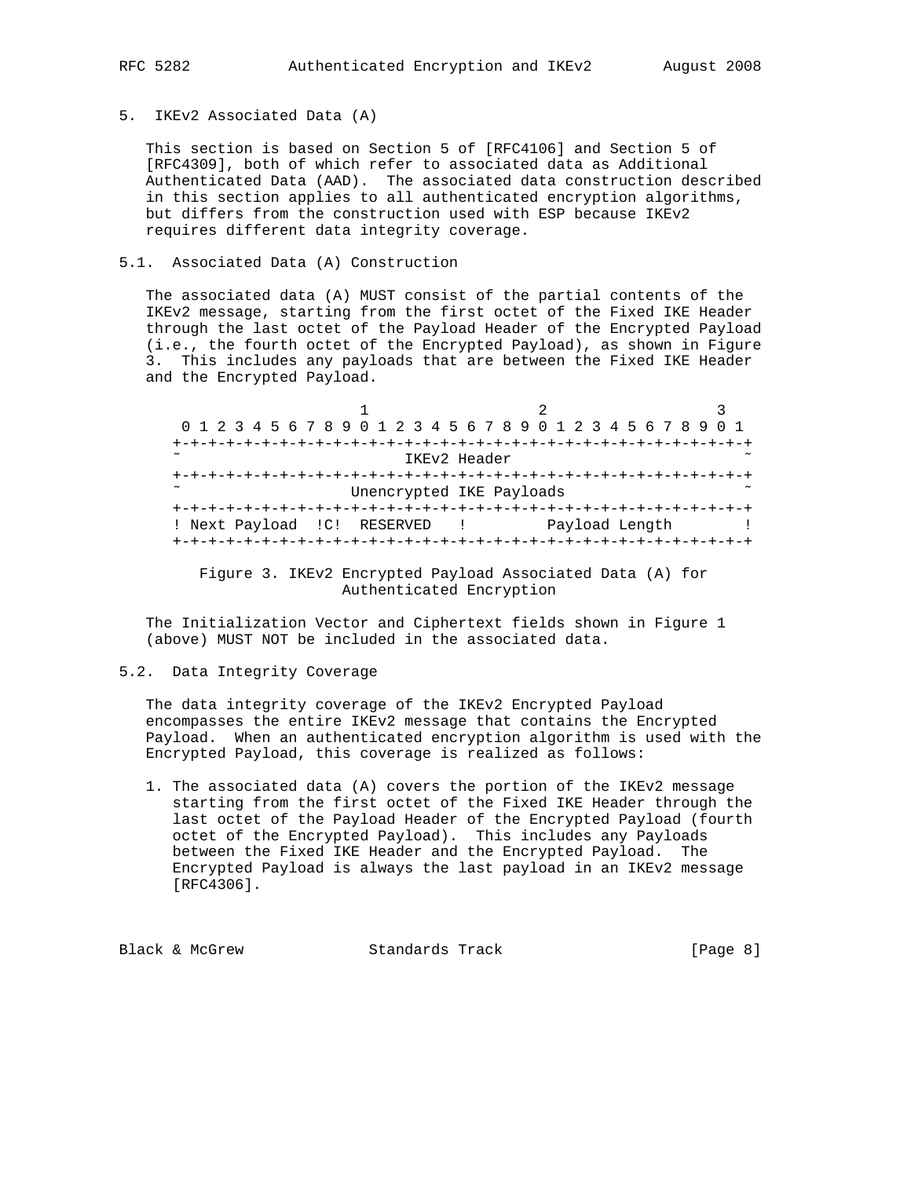## 5. IKEv2 Associated Data (A)

This section is based on Section 5 of [RFC4106] and Section 5 of [RFC4309], both of which refer to associated data as Additional Authenticated Data (AAD). The associated data construction described in this section applies to all authenticated encryption algorithms, but differs from the construction used with ESP because IKEv2 requires different data integrity coverage.

### 5.1. Associated Data (A) Construction

The associated data (A) MUST consist of the partial contents of the IKEv2 message, starting from the first octet of the Fixed IKE Header through the last octet of the Payload Header of the Encrypted Payload (i.e., the fourth octet of the Encrypted Payload), as shown in Figure 3. This includes any payloads that are between the Fixed IKE Header and the Encrypted Payload.

```
                     1                   2                   3
 0 1 2 3 4 5 6 7 8 9 0 1 2 3 4 5 6 7 8 9 0 1 2 3 4 5 6 7 8 9 0 1
+-+-+-+-+-+-+-+-+-+-+-+-+-+-+-+-+-+-+-+-+-+-+-+-+-+-+-+-+-+-+-+-+
~                         IKEv2 Header                          ~
+-+-+-+-+-+-+-+-+-+-+-+-+-+-+-+-+-+-+-+-+-+-+-+-+-+-+-+-+-+-+-+-+
~                   Unencrypted IKE Payloads                    ~
+-+-+-+-+-+-+-+-+-+-+-+-+-+-+-+-+-+-+-+-+-+-+-+-+-+-+-+-+-+-+-+-+
! Next Payload  !C!  RESERVED   !         Payload Length        !
+-+-+-+-+-+-+-+-+-+-+-+-+-+-+-+-+-+-+-+-+-+-+-+-+-+-+-+-+-+-+-+-+
```

Figure 3. IKEv2 Encrypted Payload Associated Data (A) for Authenticated Encryption

The Initialization Vector and Ciphertext fields shown in Figure 1 (above) MUST NOT be included in the associated data.

### 5.2. Data Integrity Coverage

The data integrity coverage of the IKEv2 Encrypted Payload encompasses the entire IKEv2 message that contains the Encrypted Payload. When an authenticated encryption algorithm is used with the Encrypted Payload, this coverage is realized as follows:

1. The associated data (A) covers the portion of the IKEv2 message starting from the first octet of the Fixed IKE Header through the last octet of the Payload Header of the Encrypted Payload (fourth octet of the Encrypted Payload). This includes any Payloads between the Fixed IKE Header and the Encrypted Payload. The Encrypted Payload is always the last payload in an IKEv2 message [RFC4306].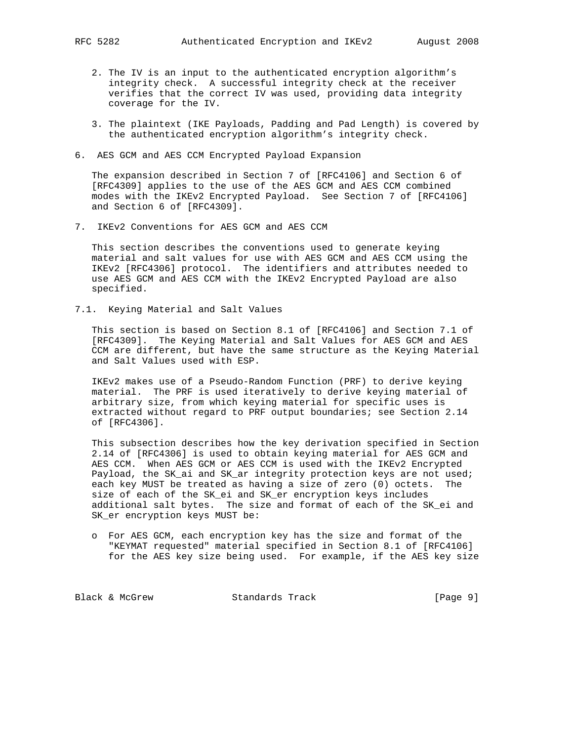2. The IV is an input to the authenticated encryption algorithm's integrity check. A successful integrity check at the receiver verifies that the correct IV was used, providing data integrity coverage for the IV.

3. The plaintext (IKE Payloads, Padding and Pad Length) is covered by the authenticated encryption algorithm's integrity check.

## 6. AES GCM and AES CCM Encrypted Payload Expansion

The expansion described in Section 7 of [RFC4106] and Section 6 of [RFC4309] applies to the use of the AES GCM and AES CCM combined modes with the IKEv2 Encrypted Payload. See Section 7 of [RFC4106] and Section 6 of [RFC4309].

## 7. IKEv2 Conventions for AES GCM and AES CCM

This section describes the conventions used to generate keying material and salt values for use with AES GCM and AES CCM using the IKEv2 [RFC4306] protocol. The identifiers and attributes needed to use AES GCM and AES CCM with the IKEv2 Encrypted Payload are also specified.

### 7.1. Keying Material and Salt Values

This section is based on Section 8.1 of [RFC4106] and Section 7.1 of [RFC4309]. The Keying Material and Salt Values for AES GCM and AES CCM are different, but have the same structure as the Keying Material and Salt Values used with ESP.

IKEv2 makes use of a Pseudo-Random Function (PRF) to derive keying material. The PRF is used iteratively to derive keying material of arbitrary size, from which keying material for specific uses is extracted without regard to PRF output boundaries; see Section 2.14 of [RFC4306].

This subsection describes how the key derivation specified in Section 2.14 of [RFC4306] is used to obtain keying material for AES GCM and AES CCM. When AES GCM or AES CCM is used with the IKEv2 Encrypted Payload, the SK_ai and SK_ar integrity protection keys are not used; each key MUST be treated as having a size of zero (0) octets. The size of each of the SK_ei and SK_er encryption keys includes additional salt bytes. The size and format of each of the SK_ei and SK_er encryption keys MUST be:

- For AES GCM, each encryption key has the size and format of the "KEYMAT requested" material specified in Section 8.1 of [RFC4106] for the AES key size being used. For example, if the AES key size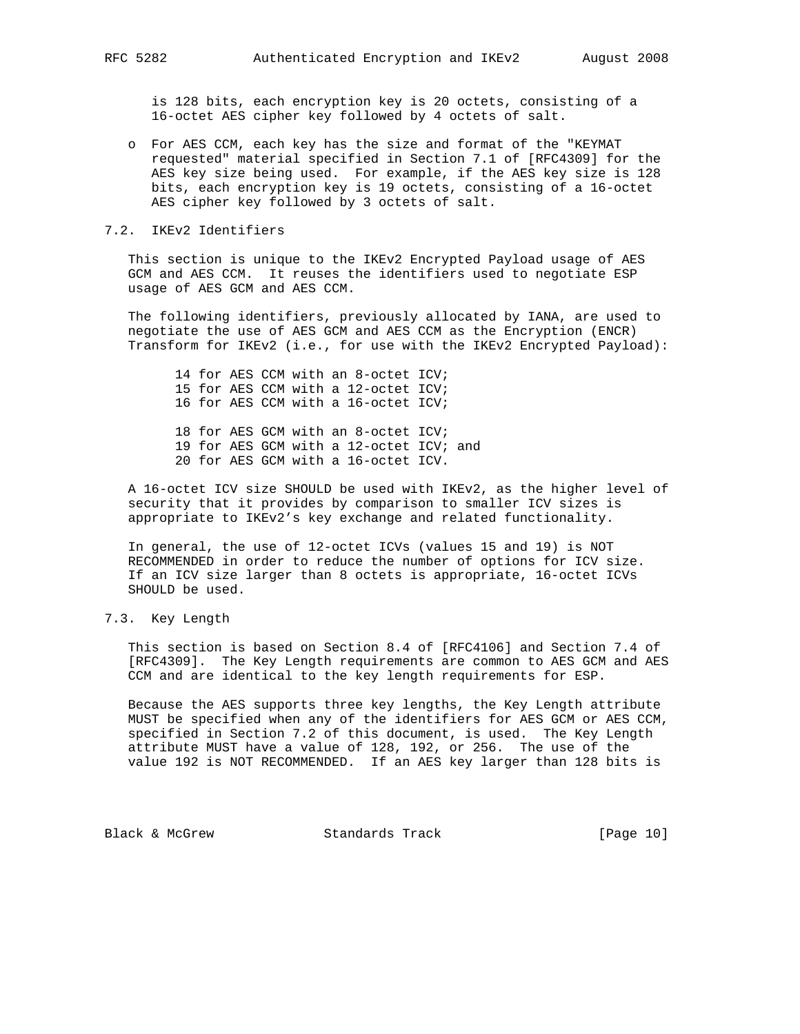is 128 bits, each encryption key is 20 octets, consisting of a 16-octet AES cipher key followed by 4 octets of salt.

- For AES CCM, each key has the size and format of the "KEYMAT requested" material specified in Section 7.1 of [RFC4309] for the AES key size being used. For example, if the AES key size is 128 bits, each encryption key is 19 octets, consisting of a 16-octet AES cipher key followed by 3 octets of salt.

## 7.2. IKEv2 Identifiers

This section is unique to the IKEv2 Encrypted Payload usage of AES GCM and AES CCM. It reuses the identifiers used to negotiate ESP usage of AES GCM and AES CCM.

The following identifiers, previously allocated by IANA, are used to negotiate the use of AES GCM and AES CCM as the Encryption (ENCR) Transform for IKEv2 (i.e., for use with the IKEv2 Encrypted Payload):

14 for AES CCM with an 8-octet ICV;
15 for AES CCM with a 12-octet ICV;
16 for AES CCM with a 16-octet ICV;

18 for AES GCM with an 8-octet ICV;
19 for AES GCM with a 12-octet ICV; and
20 for AES GCM with a 16-octet ICV.

A 16-octet ICV size SHOULD be used with IKEv2, as the higher level of security that it provides by comparison to smaller ICV sizes is appropriate to IKEv2's key exchange and related functionality.

In general, the use of 12-octet ICVs (values 15 and 19) is NOT RECOMMENDED in order to reduce the number of options for ICV size. If an ICV size larger than 8 octets is appropriate, 16-octet ICVs SHOULD be used.

## 7.3. Key Length

This section is based on Section 8.4 of [RFC4106] and Section 7.4 of [RFC4309]. The Key Length requirements are common to AES GCM and AES CCM and are identical to the key length requirements for ESP.

Because the AES supports three key lengths, the Key Length attribute MUST be specified when any of the identifiers for AES GCM or AES CCM, specified in Section 7.2 of this document, is used. The Key Length attribute MUST have a value of 128, 192, or 256. The use of the value 192 is NOT RECOMMENDED. If an AES key larger than 128 bits is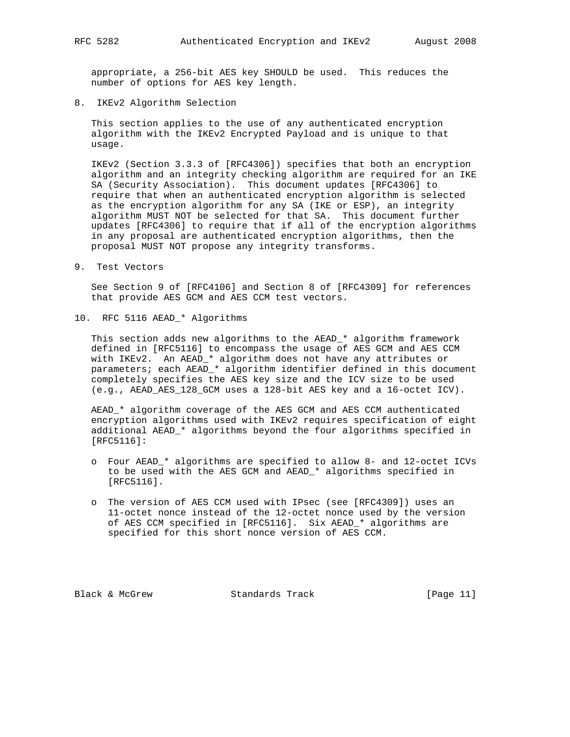appropriate, a 256-bit AES key SHOULD be used. This reduces the number of options for AES key length.

## 8. IKEv2 Algorithm Selection

This section applies to the use of any authenticated encryption algorithm with the IKEv2 Encrypted Payload and is unique to that usage.

IKEv2 (Section 3.3.3 of [RFC4306]) specifies that both an encryption algorithm and an integrity checking algorithm are required for an IKE SA (Security Association). This document updates [RFC4306] to require that when an authenticated encryption algorithm is selected as the encryption algorithm for any SA (IKE or ESP), an integrity algorithm MUST NOT be selected for that SA. This document further updates [RFC4306] to require that if all of the encryption algorithms in any proposal are authenticated encryption algorithms, then the proposal MUST NOT propose any integrity transforms.

## 9. Test Vectors

See Section 9 of [RFC4106] and Section 8 of [RFC4309] for references that provide AES GCM and AES CCM test vectors.

## 10. RFC 5116 AEAD_* Algorithms

This section adds new algorithms to the AEAD_* algorithm framework defined in [RFC5116] to encompass the usage of AES GCM and AES CCM with IKEv2. An AEAD_* algorithm does not have any attributes or parameters; each AEAD_* algorithm identifier defined in this document completely specifies the AES key size and the ICV size to be used (e.g., AEAD_AES_128_GCM uses a 128-bit AES key and a 16-octet ICV).

AEAD_* algorithm coverage of the AES GCM and AES CCM authenticated encryption algorithms used with IKEv2 requires specification of eight additional AEAD_* algorithms beyond the four algorithms specified in [RFC5116]:

- Four AEAD_* algorithms are specified to allow 8- and 12-octet ICVs to be used with the AES GCM and AEAD_* algorithms specified in [RFC5116].

- The version of AES CCM used with IPsec (see [RFC4309]) uses an 11-octet nonce instead of the 12-octet nonce used by the version of AES CCM specified in [RFC5116]. Six AEAD_* algorithms are specified for this short nonce version of AES CCM.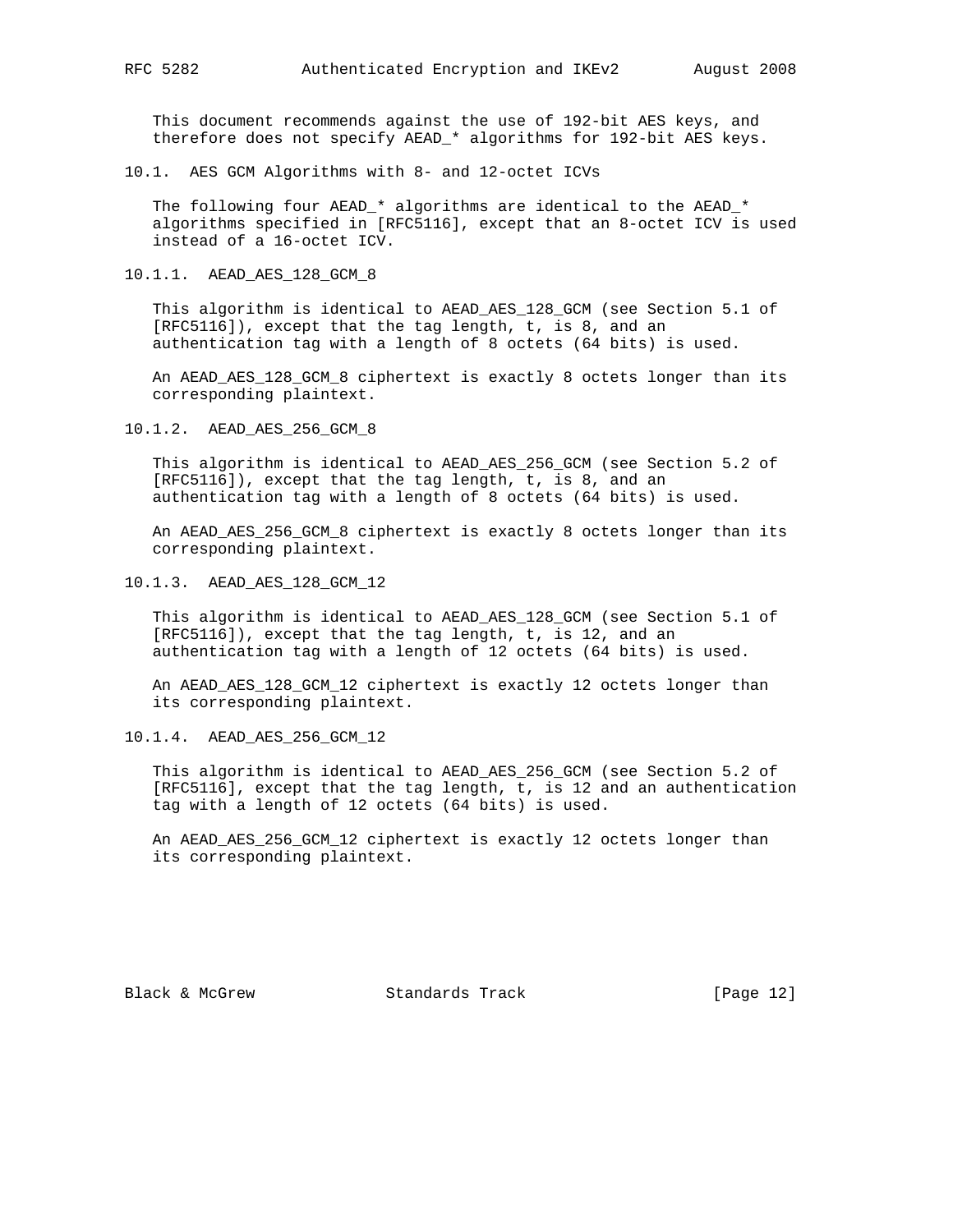This document recommends against the use of 192-bit AES keys, and therefore does not specify AEAD_* algorithms for 192-bit AES keys.

## 10.1. AES GCM Algorithms with 8- and 12-octet ICVs

The following four AEAD_* algorithms are identical to the AEAD_* algorithms specified in [RFC5116], except that an 8-octet ICV is used instead of a 16-octet ICV.

### 10.1.1. AEAD_AES_128_GCM_8

This algorithm is identical to AEAD_AES_128_GCM (see Section 5.1 of [RFC5116]), except that the tag length, t, is 8, and an authentication tag with a length of 8 octets (64 bits) is used.

An AEAD_AES_128_GCM_8 ciphertext is exactly 8 octets longer than its corresponding plaintext.

### 10.1.2. AEAD_AES_256_GCM_8

This algorithm is identical to AEAD_AES_256_GCM (see Section 5.2 of [RFC5116]), except that the tag length, t, is 8, and an authentication tag with a length of 8 octets (64 bits) is used.

An AEAD_AES_256_GCM_8 ciphertext is exactly 8 octets longer than its corresponding plaintext.

### 10.1.3. AEAD_AES_128_GCM_12

This algorithm is identical to AEAD_AES_128_GCM (see Section 5.1 of [RFC5116]), except that the tag length, t, is 12, and an authentication tag with a length of 12 octets (64 bits) is used.

An AEAD_AES_128_GCM_12 ciphertext is exactly 12 octets longer than its corresponding plaintext.

### 10.1.4. AEAD_AES_256_GCM_12

This algorithm is identical to AEAD_AES_256_GCM (see Section 5.2 of [RFC5116], except that the tag length, t, is 12 and an authentication tag with a length of 12 octets (64 bits) is used.

An AEAD_AES_256_GCM_12 ciphertext is exactly 12 octets longer than its corresponding plaintext.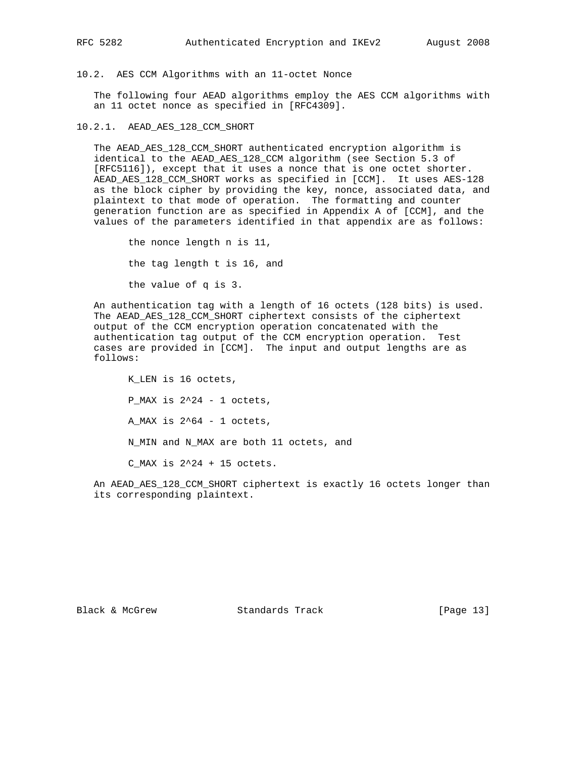### 10.2. AES CCM Algorithms with an 11-octet Nonce

The following four AEAD algorithms employ the AES CCM algorithms with an 11 octet nonce as specified in [RFC4309].

#### 10.2.1. AEAD_AES_128_CCM_SHORT

The AEAD_AES_128_CCM_SHORT authenticated encryption algorithm is identical to the AEAD_AES_128_CCM algorithm (see Section 5.3 of [RFC5116]), except that it uses a nonce that is one octet shorter. AEAD_AES_128_CCM_SHORT works as specified in [CCM]. It uses AES-128 as the block cipher by providing the key, nonce, associated data, and plaintext to that mode of operation. The formatting and counter generation function are as specified in Appendix A of [CCM], and the values of the parameters identified in that appendix are as follows:

- the nonce length n is 11,
- the tag length t is 16, and
- the value of q is 3.

An authentication tag with a length of 16 octets (128 bits) is used. The AEAD_AES_128_CCM_SHORT ciphertext consists of the ciphertext output of the CCM encryption operation concatenated with the authentication tag output of the CCM encryption operation. Test cases are provided in [CCM]. The input and output lengths are as follows:

- K_LEN is 16 octets,
- P_MAX is $2^{24} - 1$ octets,
- A_MAX is $2^{64} - 1$ octets,
- N_MIN and N_MAX are both 11 octets, and
- C_MAX is $2^{24} + 15$ octets.

An AEAD_AES_128_CCM_SHORT ciphertext is exactly 16 octets longer than its corresponding plaintext.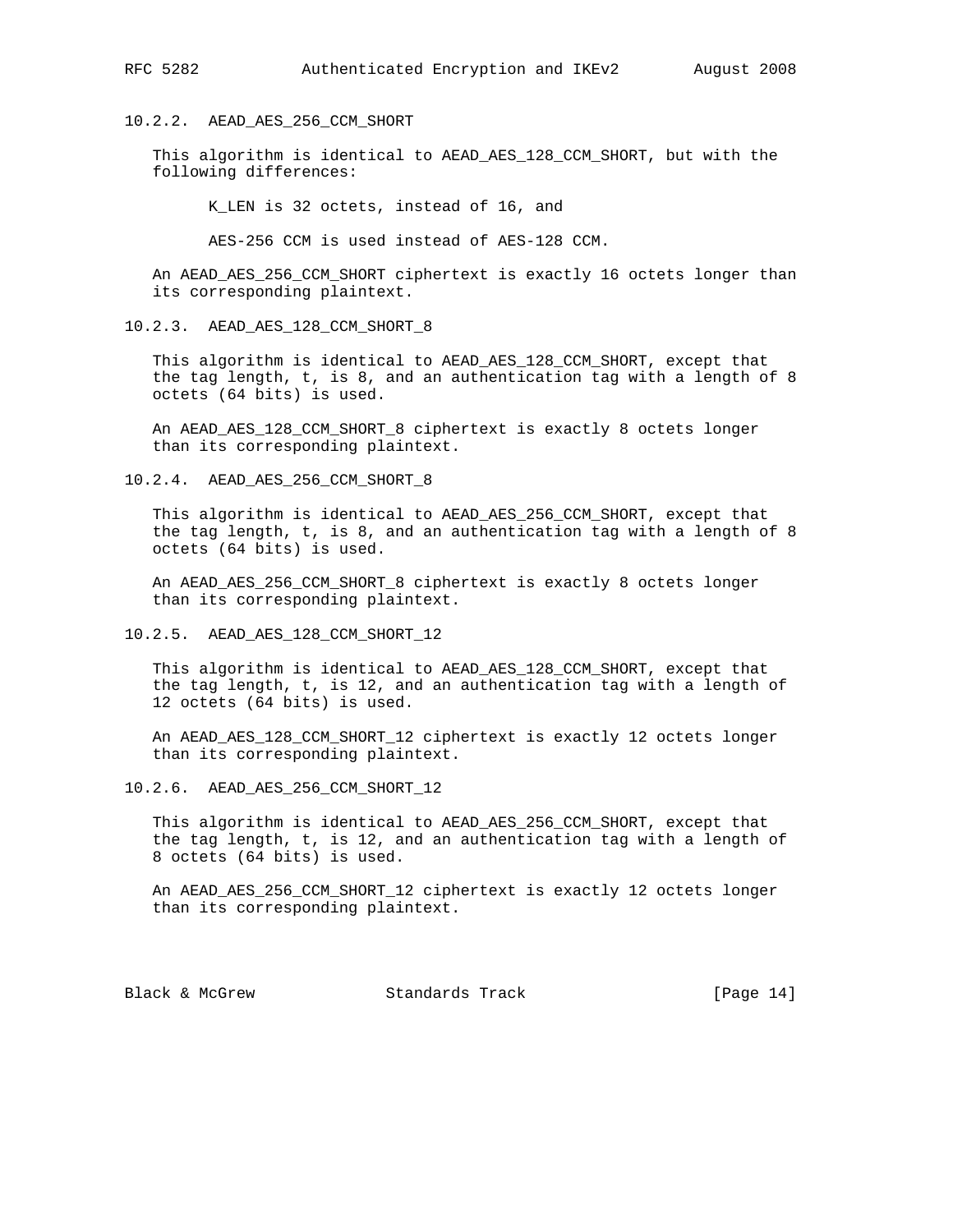### 10.2.2. AEAD_AES_256_CCM_SHORT

This algorithm is identical to AEAD_AES_128_CCM_SHORT, but with the following differences:

K_LEN is 32 octets, instead of 16, and

AES-256 CCM is used instead of AES-128 CCM.

An AEAD_AES_256_CCM_SHORT ciphertext is exactly 16 octets longer than its corresponding plaintext.

### 10.2.3. AEAD_AES_128_CCM_SHORT_8

This algorithm is identical to AEAD_AES_128_CCM_SHORT, except that the tag length, t, is 8, and an authentication tag with a length of 8 octets (64 bits) is used.

An AEAD_AES_128_CCM_SHORT_8 ciphertext is exactly 8 octets longer than its corresponding plaintext.

### 10.2.4. AEAD_AES_256_CCM_SHORT_8

This algorithm is identical to AEAD_AES_256_CCM_SHORT, except that the tag length, t, is 8, and an authentication tag with a length of 8 octets (64 bits) is used.

An AEAD_AES_256_CCM_SHORT_8 ciphertext is exactly 8 octets longer than its corresponding plaintext.

### 10.2.5. AEAD_AES_128_CCM_SHORT_12

This algorithm is identical to AEAD_AES_128_CCM_SHORT, except that the tag length, t, is 12, and an authentication tag with a length of 12 octets (64 bits) is used.

An AEAD_AES_128_CCM_SHORT_12 ciphertext is exactly 12 octets longer than its corresponding plaintext.

### 10.2.6. AEAD_AES_256_CCM_SHORT_12

This algorithm is identical to AEAD_AES_256_CCM_SHORT, except that the tag length, t, is 12, and an authentication tag with a length of 8 octets (64 bits) is used.

An AEAD_AES_256_CCM_SHORT_12 ciphertext is exactly 12 octets longer than its corresponding plaintext.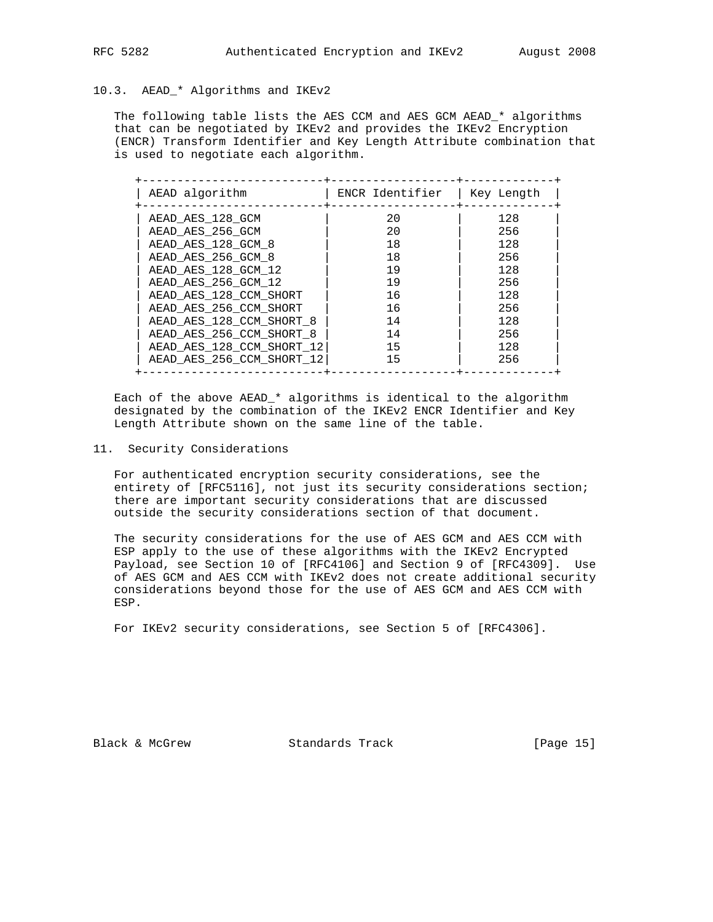### 10.3. AEAD_* Algorithms and IKEv2

The following table lists the AES CCM and AES GCM AEAD_* algorithms that can be negotiated by IKEv2 and provides the IKEv2 Encryption (ENCR) Transform Identifier and Key Length Attribute combination that is used to negotiate each algorithm.

| AEAD algorithm | ENCR Identifier | Key Length |
|---|---|---|
| AEAD_AES_128_GCM | 20 | 128 |
| AEAD_AES_256_GCM | 20 | 256 |
| AEAD_AES_128_GCM_8 | 18 | 128 |
| AEAD_AES_256_GCM_8 | 18 | 256 |
| AEAD_AES_128_GCM_12 | 19 | 128 |
| AEAD_AES_256_GCM_12 | 19 | 256 |
| AEAD_AES_128_CCM_SHORT | 16 | 128 |
| AEAD_AES_256_CCM_SHORT | 16 | 256 |
| AEAD_AES_128_CCM_SHORT_8 | 14 | 128 |
| AEAD_AES_256_CCM_SHORT_8 | 14 | 256 |
| AEAD_AES_128_CCM_SHORT_12 | 15 | 128 |
| AEAD_AES_256_CCM_SHORT_12 | 15 | 256 |

Each of the above AEAD_* algorithms is identical to the algorithm designated by the combination of the IKEv2 ENCR Identifier and Key Length Attribute shown on the same line of the table.

## 11. Security Considerations

For authenticated encryption security considerations, see the entirety of [RFC5116], not just its security considerations section; there are important security considerations that are discussed outside the security considerations section of that document.

The security considerations for the use of AES GCM and AES CCM with ESP apply to the use of these algorithms with the IKEv2 Encrypted Payload, see Section 10 of [RFC4106] and Section 9 of [RFC4309]. Use of AES GCM and AES CCM with IKEv2 does not create additional security considerations beyond those for the use of AES GCM and AES CCM with ESP.

For IKEv2 security considerations, see Section 5 of [RFC4306].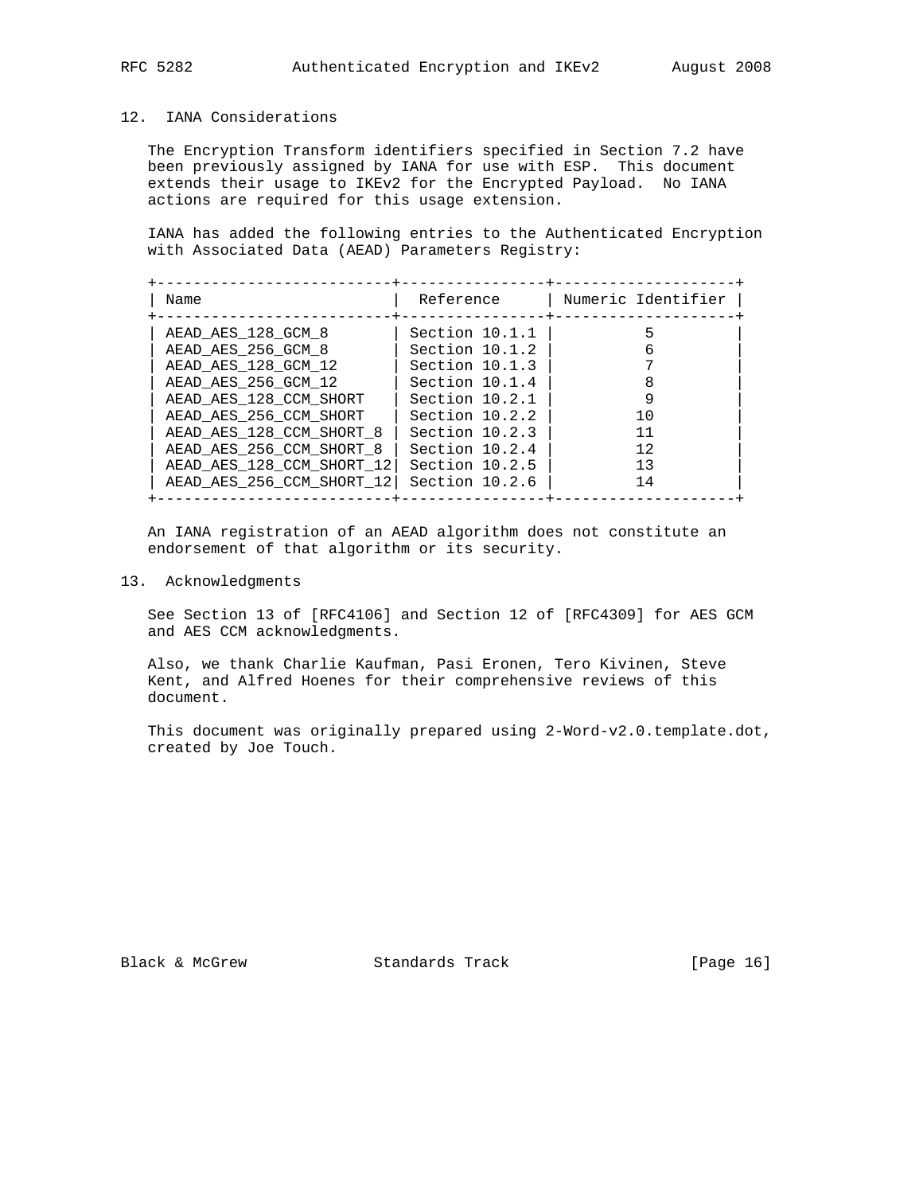## 12. IANA Considerations

The Encryption Transform identifiers specified in Section 7.2 have been previously assigned by IANA for use with ESP. This document extends their usage to IKEv2 for the Encrypted Payload. No IANA actions are required for this usage extension.

IANA has added the following entries to the Authenticated Encryption with Associated Data (AEAD) Parameters Registry:

| Name | Reference | Numeric Identifier |
|---|---|---|
| AEAD_AES_128_GCM_8 | Section 10.1.1 | 5 |
| AEAD_AES_256_GCM_8 | Section 10.1.2 | 6 |
| AEAD_AES_128_GCM_12 | Section 10.1.3 | 7 |
| AEAD_AES_256_GCM_12 | Section 10.1.4 | 8 |
| AEAD_AES_128_CCM_SHORT | Section 10.2.1 | 9 |
| AEAD_AES_256_CCM_SHORT | Section 10.2.2 | 10 |
| AEAD_AES_128_CCM_SHORT_8 | Section 10.2.3 | 11 |
| AEAD_AES_256_CCM_SHORT_8 | Section 10.2.4 | 12 |
| AEAD_AES_128_CCM_SHORT_12 | Section 10.2.5 | 13 |
| AEAD_AES_256_CCM_SHORT_12 | Section 10.2.6 | 14 |

An IANA registration of an AEAD algorithm does not constitute an endorsement of that algorithm or its security.

## 13. Acknowledgments

See Section 13 of [RFC4106] and Section 12 of [RFC4309] for AES GCM and AES CCM acknowledgments.

Also, we thank Charlie Kaufman, Pasi Eronen, Tero Kivinen, Steve Kent, and Alfred Hoenes for their comprehensive reviews of this document.

This document was originally prepared using 2-Word-v2.0.template.dot, created by Joe Touch.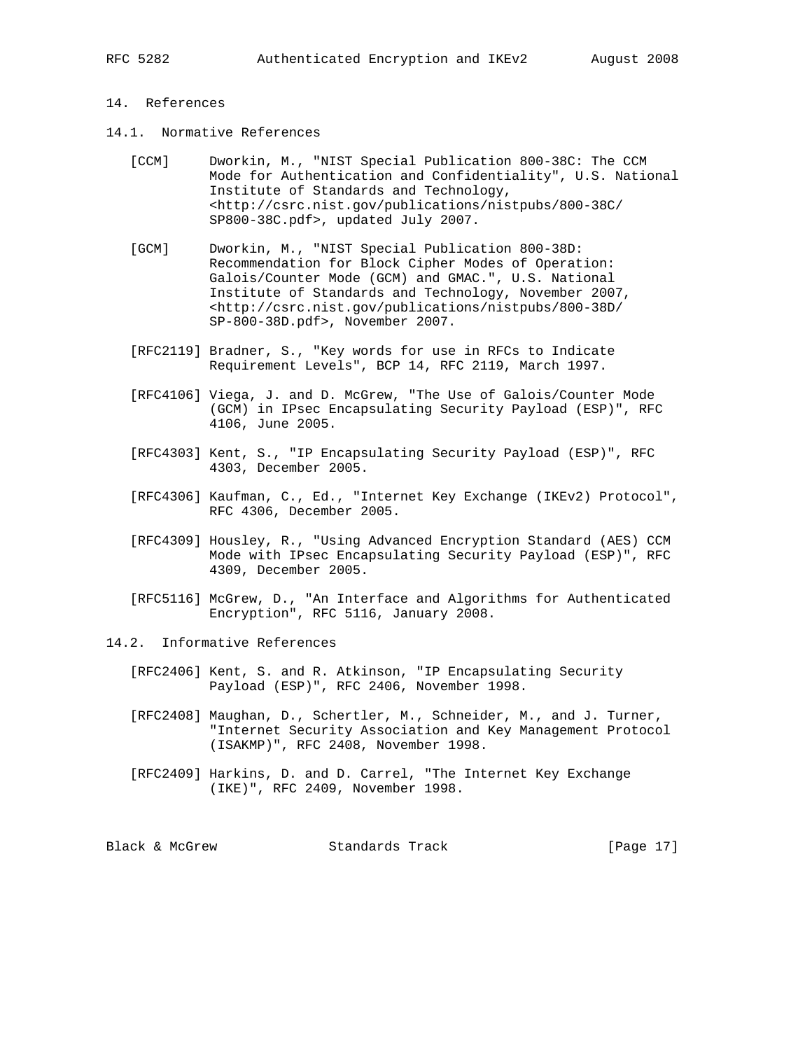## 14. References

### 14.1. Normative References

[CCM] Dworkin, M., "NIST Special Publication 800-38C: The CCM Mode for Authentication and Confidentiality", U.S. National Institute of Standards and Technology, <http://csrc.nist.gov/publications/nistpubs/800-38C/SP800-38C.pdf>, updated July 2007.

[GCM] Dworkin, M., "NIST Special Publication 800-38D: Recommendation for Block Cipher Modes of Operation: Galois/Counter Mode (GCM) and GMAC.", U.S. National Institute of Standards and Technology, November 2007, <http://csrc.nist.gov/publications/nistpubs/800-38D/SP-800-38D.pdf>, November 2007.

[RFC2119] Bradner, S., "Key words for use in RFCs to Indicate Requirement Levels", BCP 14, RFC 2119, March 1997.

[RFC4106] Viega, J. and D. McGrew, "The Use of Galois/Counter Mode (GCM) in IPsec Encapsulating Security Payload (ESP)", RFC 4106, June 2005.

[RFC4303] Kent, S., "IP Encapsulating Security Payload (ESP)", RFC 4303, December 2005.

[RFC4306] Kaufman, C., Ed., "Internet Key Exchange (IKEv2) Protocol", RFC 4306, December 2005.

[RFC4309] Housley, R., "Using Advanced Encryption Standard (AES) CCM Mode with IPsec Encapsulating Security Payload (ESP)", RFC 4309, December 2005.

[RFC5116] McGrew, D., "An Interface and Algorithms for Authenticated Encryption", RFC 5116, January 2008.

### 14.2. Informative References

[RFC2406] Kent, S. and R. Atkinson, "IP Encapsulating Security Payload (ESP)", RFC 2406, November 1998.

[RFC2408] Maughan, D., Schertler, M., Schneider, M., and J. Turner, "Internet Security Association and Key Management Protocol (ISAKMP)", RFC 2408, November 1998.

[RFC2409] Harkins, D. and D. Carrel, "The Internet Key Exchange (IKE)", RFC 2409, November 1998.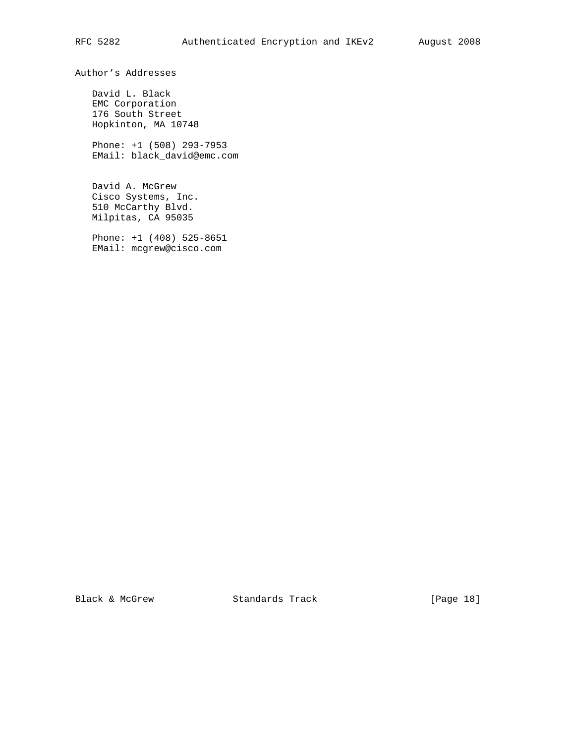# Author's Addresses

David L. Black
EMC Corporation
176 South Street
Hopkinton, MA 10748

Phone: +1 (508) 293-7953
EMail: black_david@emc.com

David A. McGrew
Cisco Systems, Inc.
510 McCarthy Blvd.
Milpitas, CA 95035

Phone: +1 (408) 525-8651
EMail: mcgrew@cisco.com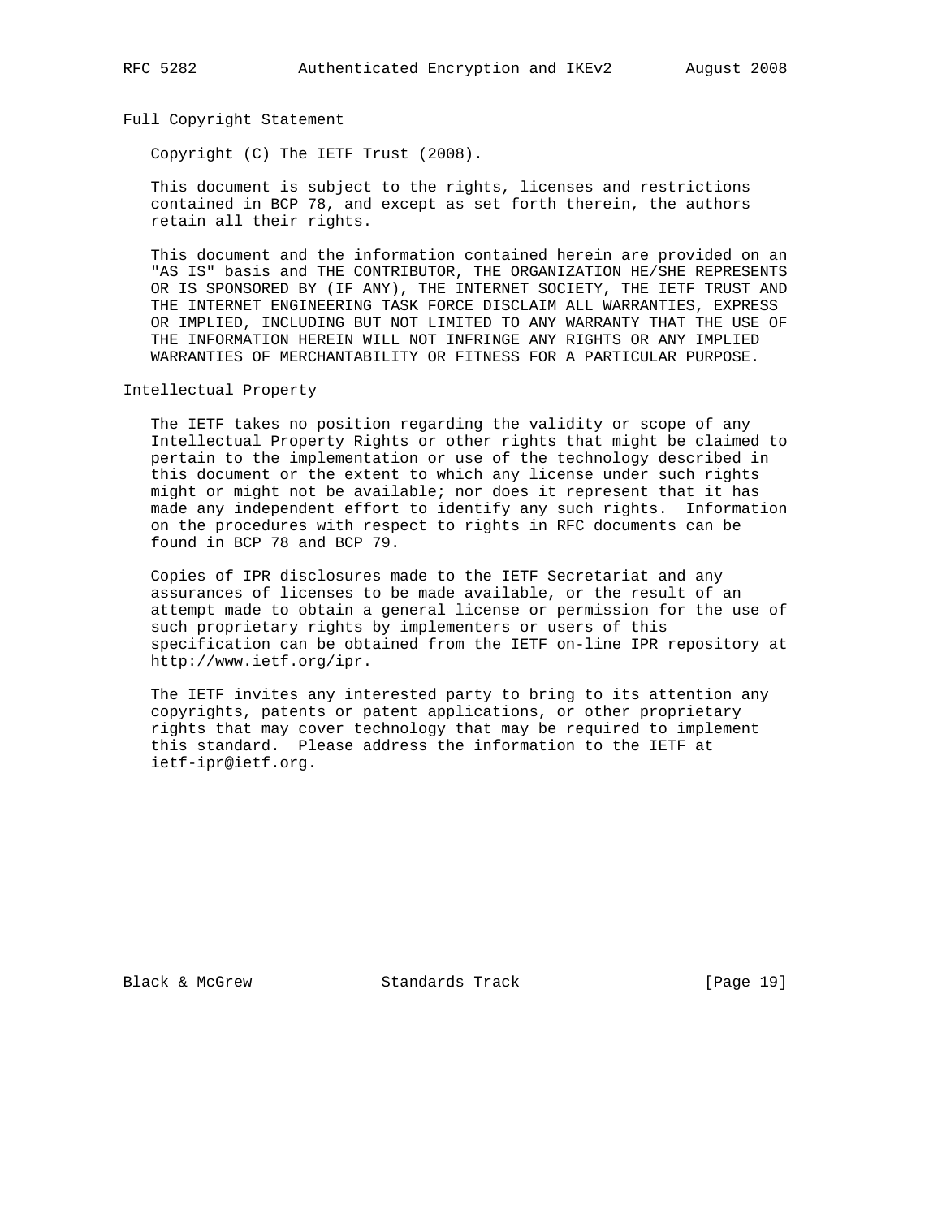## Full Copyright Statement

Copyright (C) The IETF Trust (2008).

This document is subject to the rights, licenses and restrictions contained in BCP 78, and except as set forth therein, the authors retain all their rights.

This document and the information contained herein are provided on an "AS IS" basis and THE CONTRIBUTOR, THE ORGANIZATION HE/SHE REPRESENTS OR IS SPONSORED BY (IF ANY), THE INTERNET SOCIETY, THE IETF TRUST AND THE INTERNET ENGINEERING TASK FORCE DISCLAIM ALL WARRANTIES, EXPRESS OR IMPLIED, INCLUDING BUT NOT LIMITED TO ANY WARRANTY THAT THE USE OF THE INFORMATION HEREIN WILL NOT INFRINGE ANY RIGHTS OR ANY IMPLIED WARRANTIES OF MERCHANTABILITY OR FITNESS FOR A PARTICULAR PURPOSE.

## Intellectual Property

The IETF takes no position regarding the validity or scope of any Intellectual Property Rights or other rights that might be claimed to pertain to the implementation or use of the technology described in this document or the extent to which any license under such rights might or might not be available; nor does it represent that it has made any independent effort to identify any such rights. Information on the procedures with respect to rights in RFC documents can be found in BCP 78 and BCP 79.

Copies of IPR disclosures made to the IETF Secretariat and any assurances of licenses to be made available, or the result of an attempt made to obtain a general license or permission for the use of such proprietary rights by implementers or users of this specification can be obtained from the IETF on-line IPR repository at http://www.ietf.org/ipr.

The IETF invites any interested party to bring to its attention any copyrights, patents or patent applications, or other proprietary rights that may cover technology that may be required to implement this standard. Please address the information to the IETF at ietf-ipr@ietf.org.